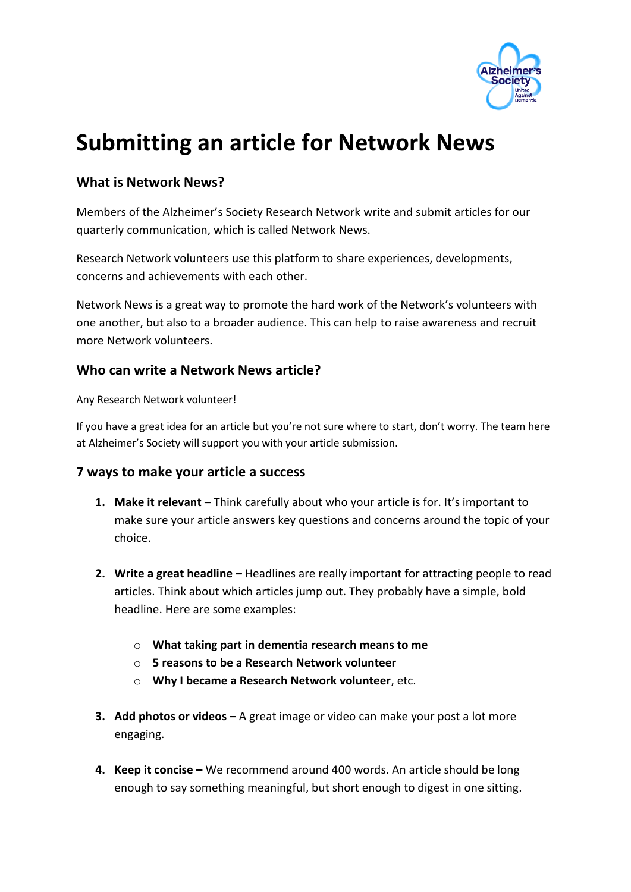# Submitting an article for Network News

## What is Network News?

Members of the Alzheimer's Society Research Network write and submit articles for our quarterly communication, which is called Network News.

Research Network volunteers use this platform to share experiences, developments, concerns and achievements with each other.

Network News is a great way to promote the hard work of the Network's volunteers with one another, but also to a broader audience. This can help to raise awareness and recruit more Network volunteers.

## Who can write a Network News article?

Any Research Network volunteer!

If you have a great idea for an article but you're not sure where to start, don't worry. The team here at Alzheimer's Society will support you with your article submission.

## 7 ways to make your article a success

1. **Make it relevant –** Think carefully about who your article is for. It's important to make sure your article answers key questions and concerns around the topic of your choice.

2. **Write a great headline –** Headlines are really important for attracting people to read articles. Think about which articles jump out. They probably have a simple, bold headline. Here are some examples:

   - **What taking part in dementia research means to me**
   - **5 reasons to be a Research Network volunteer**
   - **Why I became a Research Network volunteer**, etc.

3. **Add photos or videos –** A great image or video can make your post a lot more engaging.

4. **Keep it concise –** We recommend around 400 words. An article should be long enough to say something meaningful, but short enough to digest in one sitting.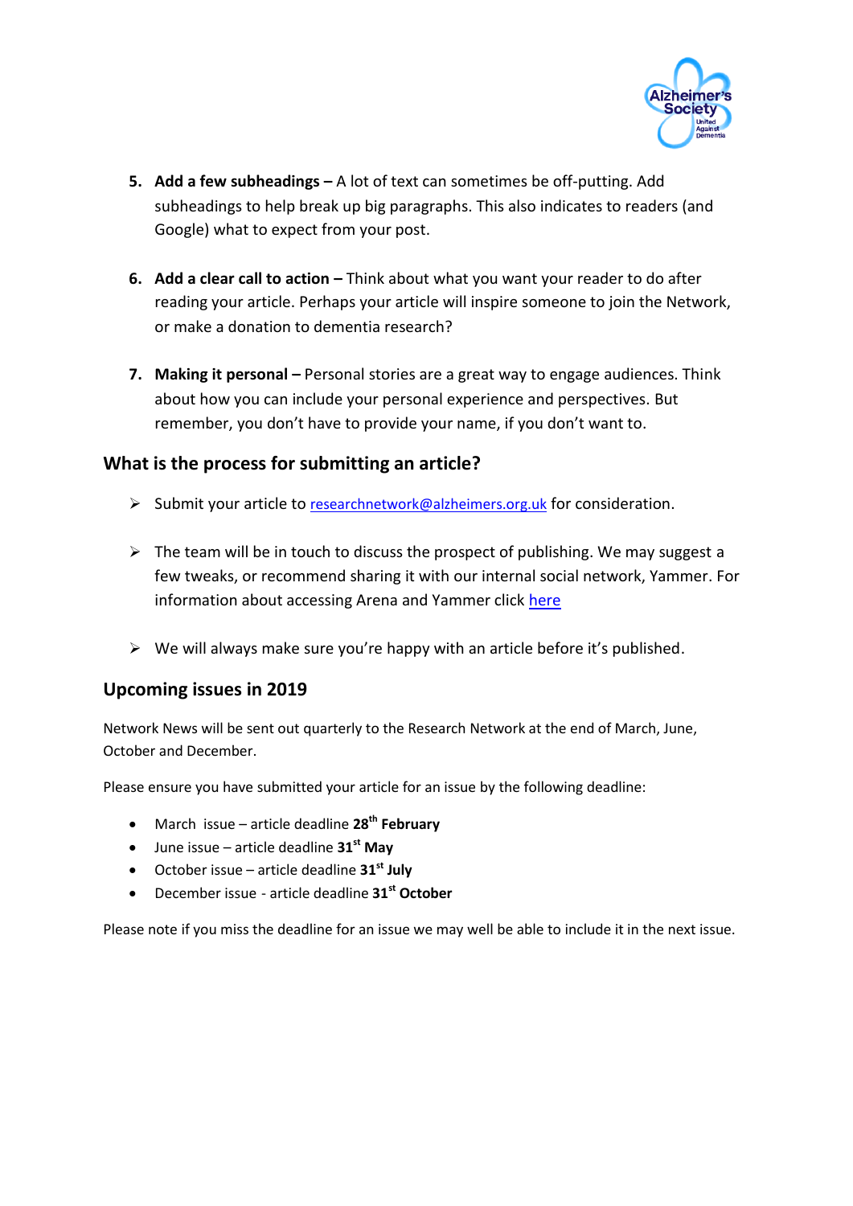5. **Add a few subheadings –** A lot of text can sometimes be off-putting. Add subheadings to help break up big paragraphs. This also indicates to readers (and Google) what to expect from your post.

6. **Add a clear call to action –** Think about what you want your reader to do after reading your article. Perhaps your article will inspire someone to join the Network, or make a donation to dementia research?

7. **Making it personal –** Personal stories are a great way to engage audiences. Think about how you can include your personal experience and perspectives. But remember, you don't have to provide your name, if you don't want to.

## What is the process for submitting an article?

- Submit your article to researchnetwork@alzheimers.org.uk for consideration.

- The team will be in touch to discuss the prospect of publishing. We may suggest a few tweaks, or recommend sharing it with our internal social network, Yammer. For information about accessing Arena and Yammer click here

- We will always make sure you're happy with an article before it's published.

## Upcoming issues in 2019

Network News will be sent out quarterly to the Research Network at the end of March, June, October and December.

Please ensure you have submitted your article for an issue by the following deadline:

- March issue – article deadline **28th February**
- June issue – article deadline **31st May**
- October issue – article deadline **31st July**
- December issue - article deadline **31st October**

Please note if you miss the deadline for an issue we may well be able to include it in the next issue.